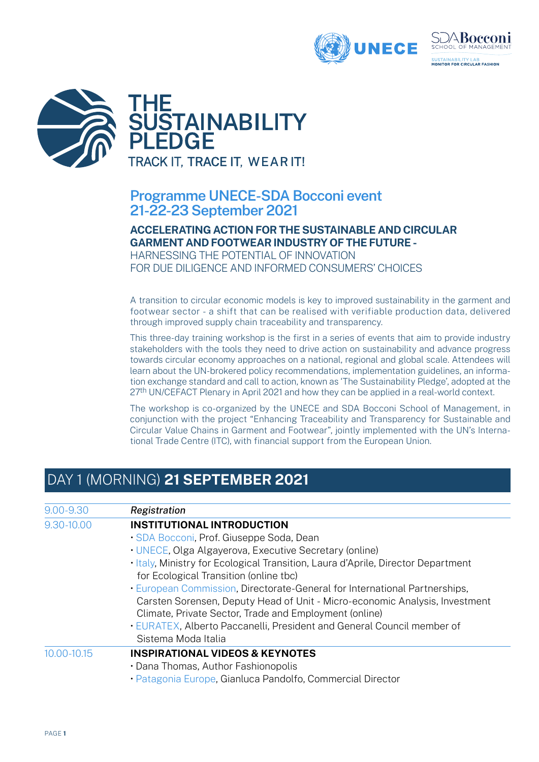# THE SUSTAINABILITY PLEDGE

TRACK IT, TRACE IT, WEAR IT!

## Programme UNECE-SDA Bocconi event 21-22-23 September 2021

**ACCELERATING ACTION FOR THE SUSTAINABLE AND CIRCULAR GARMENT AND FOOTWEAR INDUSTRY OF THE FUTURE -**
HARNESSING THE POTENTIAL OF INNOVATION FOR DUE DILIGENCE AND INFORMED CONSUMERS' CHOICES

A transition to circular economic models is key to improved sustainability in the garment and footwear sector - a shift that can be realised with verifiable production data, delivered through improved supply chain traceability and transparency.

This three-day training workshop is the first in a series of events that aim to provide industry stakeholders with the tools they need to drive action on sustainability and advance progress towards circular economy approaches on a national, regional and global scale. Attendees will learn about the UN-brokered policy recommendations, implementation guidelines, an information exchange standard and call to action, known as 'The Sustainability Pledge', adopted at the 27th UN/CEFACT Plenary in April 2021 and how they can be applied in a real-world context.

The workshop is co-organized by the UNECE and SDA Bocconi School of Management, in conjunction with the project "Enhancing Traceability and Transparency for Sustainable and Circular Value Chains in Garment and Footwear", jointly implemented with the UN's International Trade Centre (ITC), with financial support from the European Union.

## DAY 1 (MORNING) **21 SEPTEMBER 2021**

| Time | Session |
| --- | --- |
| 9.00-9.30 | *Registration* |
| 9.30-10.00 | **INSTITUTIONAL INTRODUCTION**<br>• SDA Bocconi, Prof. Giuseppe Soda, Dean<br>• UNECE, Olga Algayerova, Executive Secretary (online)<br>• Italy, Ministry for Ecological Transition, Laura d'Aprile, Director Department for Ecological Transition (online tbc)<br>• European Commission, Directorate-General for International Partnerships, Carsten Sorensen, Deputy Head of Unit - Micro-economic Analysis, Investment Climate, Private Sector, Trade and Employment (online)<br>• EURATEX, Alberto Paccanelli, President and General Council member of Sistema Moda Italia |
| 10.00-10.15 | **INSPIRATIONAL VIDEOS & KEYNOTES**<br>• Dana Thomas, Author Fashionopolis<br>• Patagonia Europe, Gianluca Pandolfo, Commercial Director |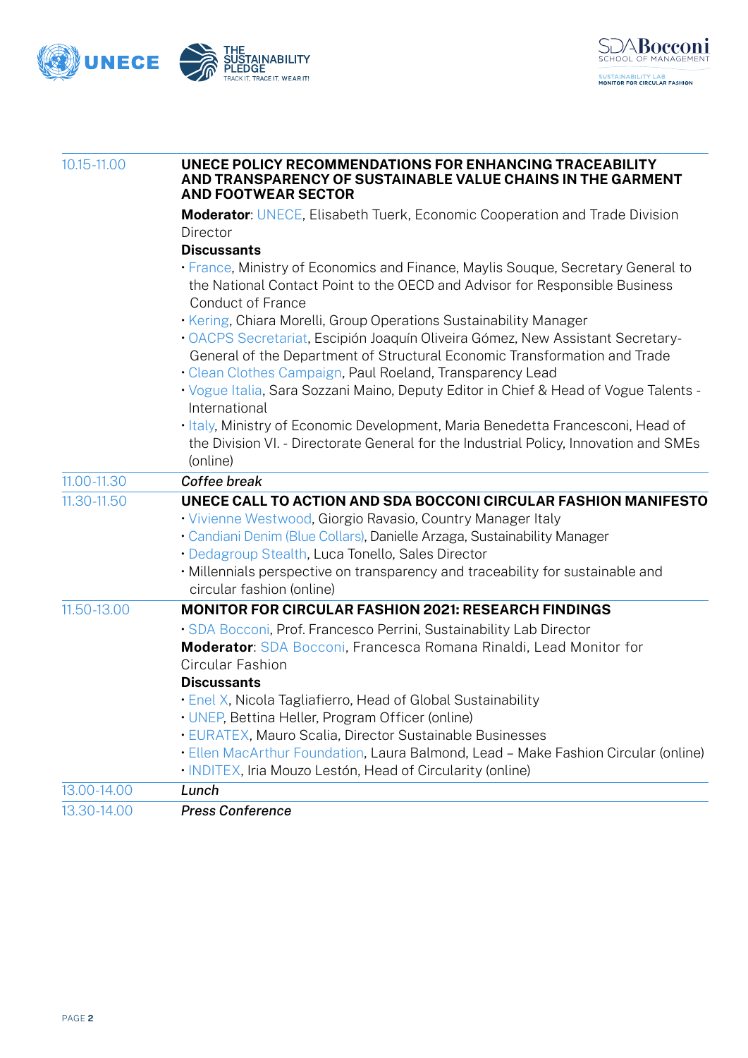| | |
|---|---|
| 10.15-11.00 | **UNECE POLICY RECOMMENDATIONS FOR ENHANCING TRACEABILITY AND TRANSPARENCY OF SUSTAINABLE VALUE CHAINS IN THE GARMENT AND FOOTWEAR SECTOR**<br>**Moderator**: UNECE, Elisabeth Tuerk, Economic Cooperation and Trade Division Director<br>**Discussants**<br>• France, Ministry of Economics and Finance, Maylis Souque, Secretary General to the National Contact Point to the OECD and Advisor for Responsible Business Conduct of France<br>• Kering, Chiara Morelli, Group Operations Sustainability Manager<br>• OACPS Secretariat, Escipión Joaquín Oliveira Gómez, New Assistant Secretary-General of the Department of Structural Economic Transformation and Trade<br>• Clean Clothes Campaign, Paul Roeland, Transparency Lead<br>• Vogue Italia, Sara Sozzani Maino, Deputy Editor in Chief & Head of Vogue Talents - International<br>• Italy, Ministry of Economic Development, Maria Benedetta Francesconi, Head of the Division VI. - Directorate General for the Industrial Policy, Innovation and SMEs (online) |
| 11.00-11.30 | ***Coffee break*** |
| 11.30-11.50 | **UNECE CALL TO ACTION AND SDA BOCCONI CIRCULAR FASHION MANIFESTO**<br>• Vivienne Westwood, Giorgio Ravasio, Country Manager Italy<br>• Candiani Denim (Blue Collars), Danielle Arzaga, Sustainability Manager<br>• Dedagroup Stealth, Luca Tonello, Sales Director<br>• Millennials perspective on transparency and traceability for sustainable and circular fashion (online) |
| 11.50-13.00 | **MONITOR FOR CIRCULAR FASHION 2021: RESEARCH FINDINGS**<br>• SDA Bocconi, Prof. Francesco Perrini, Sustainability Lab Director<br>**Moderator**: SDA Bocconi, Francesca Romana Rinaldi, Lead Monitor for Circular Fashion<br>**Discussants**<br>• Enel X, Nicola Tagliaferro, Head of Global Sustainability<br>• UNEP, Bettina Heller, Program Officer (online)<br>• EURATEX, Mauro Scalia, Director Sustainable Businesses<br>• Ellen MacArthur Foundation, Laura Balmond, Lead – Make Fashion Circular (online)<br>• INDITEX, Iria Mouzo Lestón, Head of Circularity (online) |
| 13.00-14.00 | ***Lunch*** |
| 13.30-14.00 | ***Press Conference*** |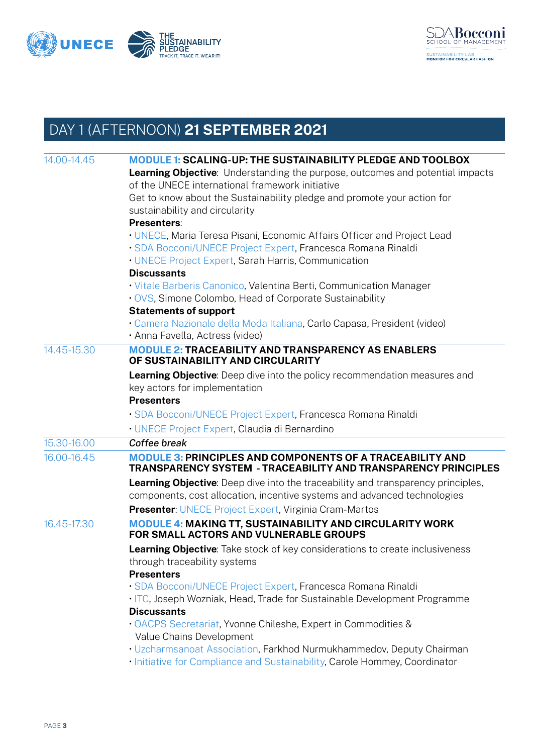# DAY 1 (AFTERNOON) **21 SEPTEMBER 2021**

| | |
|---|---|
| 14.00-14.45 | **MODULE 1: SCALING-UP: THE SUSTAINABILITY PLEDGE AND TOOLBOX**<br>**Learning Objective**: Understanding the purpose, outcomes and potential impacts of the UNECE international framework initiative<br>Get to know about the Sustainability pledge and promote your action for sustainability and circularity<br>**Presenters**:<br>• UNECE, Maria Teresa Pisani, Economic Affairs Officer and Project Lead<br>• SDA Bocconi/UNECE Project Expert, Francesca Romana Rinaldi<br>• UNECE Project Expert, Sarah Harris, Communication<br>**Discussants**<br>• Vitale Barberis Canonico, Valentina Berti, Communication Manager<br>• OVS, Simone Colombo, Head of Corporate Sustainability<br>**Statements of support**<br>• Camera Nazionale della Moda Italiana, Carlo Capasa, President (video)<br>• Anna Favella, Actress (video) |
| 14.45-15.30 | **MODULE 2: TRACEABILITY AND TRANSPARENCY AS ENABLERS OF SUSTAINABILITY AND CIRCULARITY**<br>**Learning Objective**: Deep dive into the policy recommendation measures and key actors for implementation<br>**Presenters**<br>• SDA Bocconi/UNECE Project Expert, Francesca Romana Rinaldi<br>• UNECE Project Expert, Claudia di Bernardino |
| 15.30-16.00 | *Coffee break* |
| 16.00-16.45 | **MODULE 3: PRINCIPLES AND COMPONENTS OF A TRACEABILITY AND TRANSPARENCY SYSTEM - TRACEABILITY AND TRANSPARENCY PRINCIPLES**<br>**Learning Objective**: Deep dive into the traceability and transparency principles, components, cost allocation, incentive systems and advanced technologies<br>**Presenter**: UNECE Project Expert, Virginia Cram-Martos |
| 16.45-17.30 | **MODULE 4: MAKING TT, SUSTAINABILITY AND CIRCULARITY WORK FOR SMALL ACTORS AND VULNERABLE GROUPS**<br>**Learning Objective**: Take stock of key considerations to create inclusiveness through traceability systems<br>**Presenters**<br>• SDA Bocconi/UNECE Project Expert, Francesca Romana Rinaldi<br>• ITC, Joseph Wozniak, Head, Trade for Sustainable Development Programme<br>**Discussants**<br>• OACPS Secretariat, Yvonne Chileshe, Expert in Commodities & Value Chains Development<br>• Uzcharmsanoat Association, Farkhod Nurmukhammedov, Deputy Chairman<br>• Initiative for Compliance and Sustainability, Carole Hommey, Coordinator |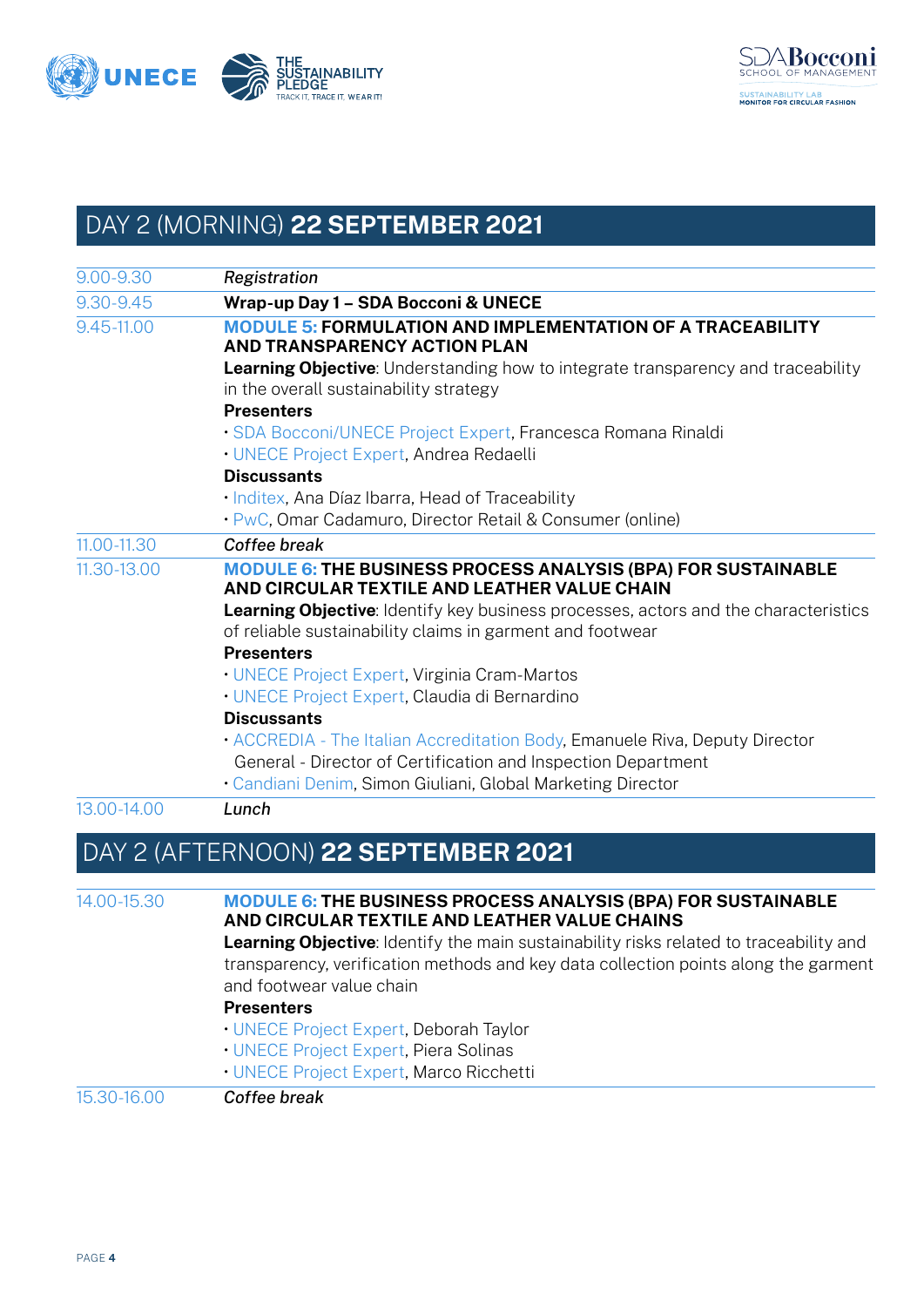## DAY 2 (MORNING) **22 SEPTEMBER 2021**

| | |
|---|---|
| 9.00-9.30 | *Registration* |
| 9.30-9.45 | **Wrap-up Day 1 – SDA Bocconi & UNECE** |
| 9.45-11.00 | **MODULE 5: FORMULATION AND IMPLEMENTATION OF A TRACEABILITY AND TRANSPARENCY ACTION PLAN**<br>**Learning Objective**: Understanding how to integrate transparency and traceability in the overall sustainability strategy<br>**Presenters**<br>• SDA Bocconi/UNECE Project Expert, Francesca Romana Rinaldi<br>• UNECE Project Expert, Andrea Redaelli<br>**Discussants**<br>• Inditex, Ana Díaz Ibarra, Head of Traceability<br>• PwC, Omar Cadamuro, Director Retail & Consumer (online) |
| 11.00-11.30 | *Coffee break* |
| 11.30-13.00 | **MODULE 6: THE BUSINESS PROCESS ANALYSIS (BPA) FOR SUSTAINABLE AND CIRCULAR TEXTILE AND LEATHER VALUE CHAIN**<br>**Learning Objective**: Identify key business processes, actors and the characteristics of reliable sustainability claims in garment and footwear<br>**Presenters**<br>• UNECE Project Expert, Virginia Cram-Martos<br>• UNECE Project Expert, Claudia di Bernardino<br>**Discussants**<br>• ACCREDIA - The Italian Accreditation Body, Emanuele Riva, Deputy Director General - Director of Certification and Inspection Department<br>• Candiani Denim, Simon Giuliani, Global Marketing Director |
| 13.00-14.00 | *Lunch* |

## DAY 2 (AFTERNOON) **22 SEPTEMBER 2021**

| | |
|---|---|
| 14.00-15.30 | **MODULE 6: THE BUSINESS PROCESS ANALYSIS (BPA) FOR SUSTAINABLE AND CIRCULAR TEXTILE AND LEATHER VALUE CHAINS**<br>**Learning Objective**: Identify the main sustainability risks related to traceability and transparency, verification methods and key data collection points along the garment and footwear value chain<br>**Presenters**<br>• UNECE Project Expert, Deborah Taylor<br>• UNECE Project Expert, Piera Solinas<br>• UNECE Project Expert, Marco Ricchetti |
| 15.30-16.00 | *Coffee break* |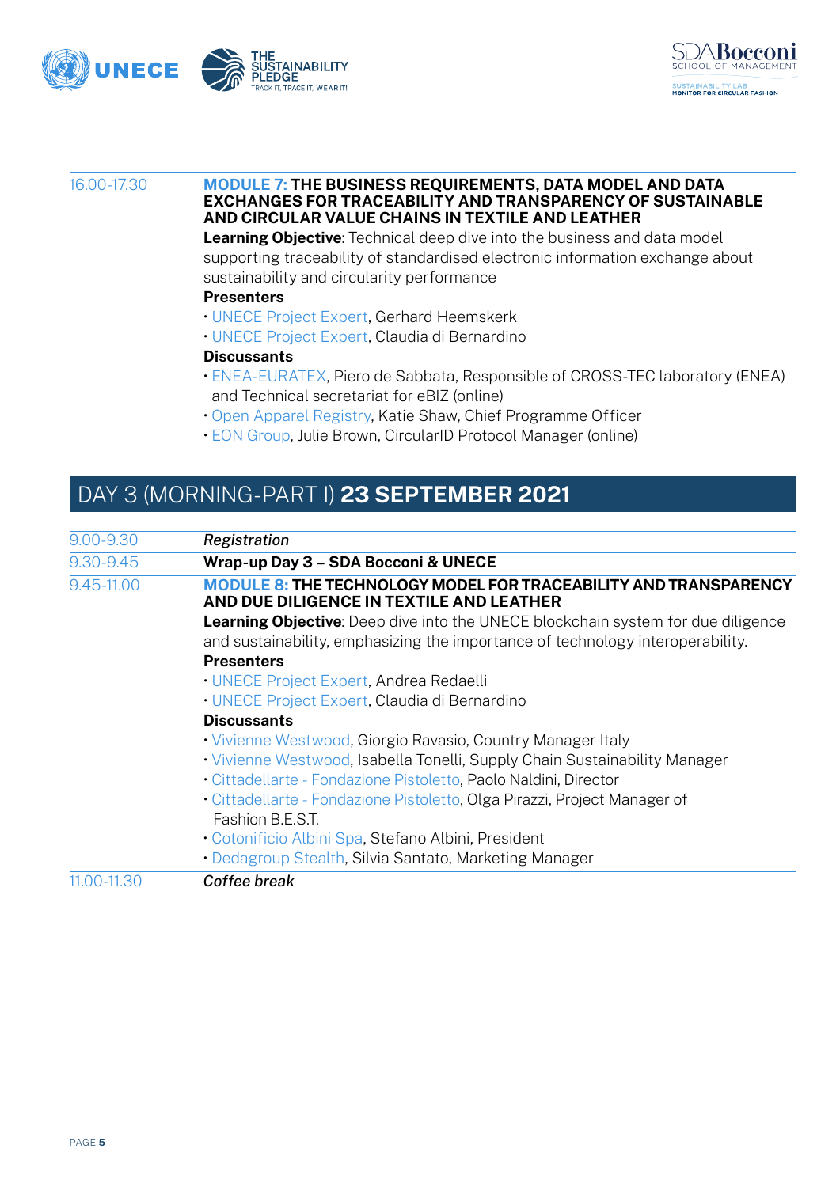| | |
|---|---|
| 16.00-17.30 | **MODULE 7: THE BUSINESS REQUIREMENTS, DATA MODEL AND DATA EXCHANGES FOR TRACEABILITY AND TRANSPARENCY OF SUSTAINABLE AND CIRCULAR VALUE CHAINS IN TEXTILE AND LEATHER**<br>**Learning Objective**: Technical deep dive into the business and data model supporting traceability of standardised electronic information exchange about sustainability and circularity performance<br>**Presenters**<br>• UNECE Project Expert, Gerhard Heemskerk<br>• UNECE Project Expert, Claudia di Bernardino<br>**Discussants**<br>• ENEA-EURATEX, Piero de Sabbata, Responsible of CROSS-TEC laboratory (ENEA) and Technical secretariat for eBIZ (online)<br>• Open Apparel Registry, Katie Shaw, Chief Programme Officer<br>• EON Group, Julie Brown, CircularID Protocol Manager (online) |

## DAY 3 (MORNING-PART I) **23 SEPTEMBER 2021**

| | |
|---|---|
| 9.00-9.30 | *Registration* |
| 9.30-9.45 | **Wrap-up Day 3 – SDA Bocconi & UNECE** |
| 9.45-11.00 | **MODULE 8: THE TECHNOLOGY MODEL FOR TRACEABILITY AND TRANSPARENCY AND DUE DILIGENCE IN TEXTILE AND LEATHER**<br>**Learning Objective**: Deep dive into the UNECE blockchain system for due diligence and sustainability, emphasizing the importance of technology interoperability.<br>**Presenters**<br>• UNECE Project Expert, Andrea Redaelli<br>• UNECE Project Expert, Claudia di Bernardino<br>**Discussants**<br>• Vivienne Westwood, Giorgio Ravasio, Country Manager Italy<br>• Vivienne Westwood, Isabella Tonelli, Supply Chain Sustainability Manager<br>• Cittadellarte - Fondazione Pistoletto, Paolo Naldini, Director<br>• Cittadellarte - Fondazione Pistoletto, Olga Pirazzi, Project Manager of Fashion B.E.S.T.<br>• Cotonificio Albini Spa, Stefano Albini, President<br>• Dedagroup Stealth, Silvia Santato, Marketing Manager |
| 11.00-11.30 | *Coffee break* |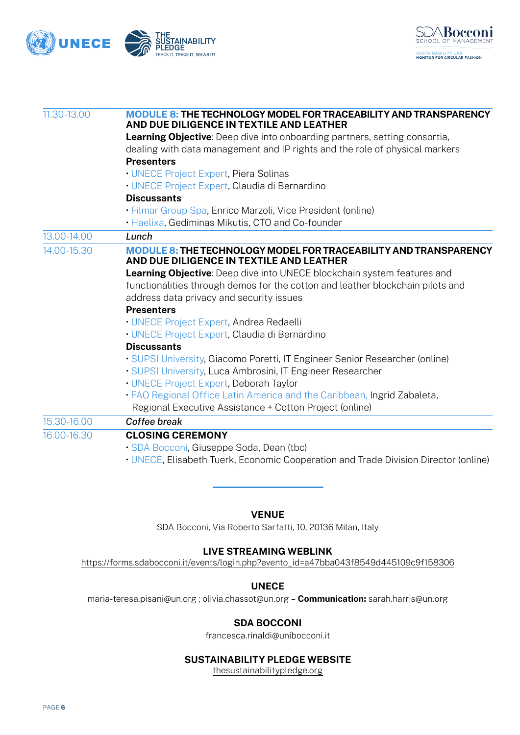| | |
|---|---|
| 11.30-13.00 | **MODULE 8: THE TECHNOLOGY MODEL FOR TRACEABILITY AND TRANSPARENCY AND DUE DILIGENCE IN TEXTILE AND LEATHER**<br>**Learning Objective**: Deep dive into onboarding partners, setting consortia, dealing with data management and IP rights and the role of physical markers<br>**Presenters**<br>• UNECE Project Expert, Piera Solinas<br>• UNECE Project Expert, Claudia di Bernardino<br>**Discussants**<br>• Filmar Group Spa, Enrico Marzoli, Vice President (online)<br>• Haelixa, Gediminas Mikutis, CTO and Co-founder |
| 13.00-14.00 | *Lunch* |
| 14.00-15.30 | **MODULE 8: THE TECHNOLOGY MODEL FOR TRACEABILITY AND TRANSPARENCY AND DUE DILIGENCE IN TEXTILE AND LEATHER**<br>**Learning Objective**: Deep dive into UNECE blockchain system features and functionalities through demos for the cotton and leather blockchain pilots and address data privacy and security issues<br>**Presenters**<br>• UNECE Project Expert, Andrea Redaelli<br>• UNECE Project Expert, Claudia di Bernardino<br>**Discussants**<br>• SUPSI University, Giacomo Poretti, IT Engineer Senior Researcher (online)<br>• SUPSI University, Luca Ambrosini, IT Engineer Researcher<br>• UNECE Project Expert, Deborah Taylor<br>• FAO Regional Office Latin America and the Caribbean, Ingrid Zabaleta, Regional Executive Assistance + Cotton Project (online) |
| 15.30-16.00 | *Coffee break* |
| 16.00-16.30 | **CLOSING CEREMONY**<br>• SDA Bocconi, Giuseppe Soda, Dean (tbc)<br>• UNECE, Elisabeth Tuerk, Economic Cooperation and Trade Division Director (online) |

**VENUE**

SDA Bocconi, Via Roberto Sarfatti, 10, 20136 Milan, Italy

**LIVE STREAMING WEBLINK**

https://forms.sdabocconi.it/events/login.php?evento_id=a47bba043f8549d445109c9f158306

**UNECE**

maria-teresa.pisani@un.org ; olivia.chassot@un.org – **Communication:** sarah.harris@un.org

**SDA BOCCONI**

francesca.rinaldi@unibocconi.it

**SUSTAINABILITY PLEDGE WEBSITE**

thesustainabilitypledge.org